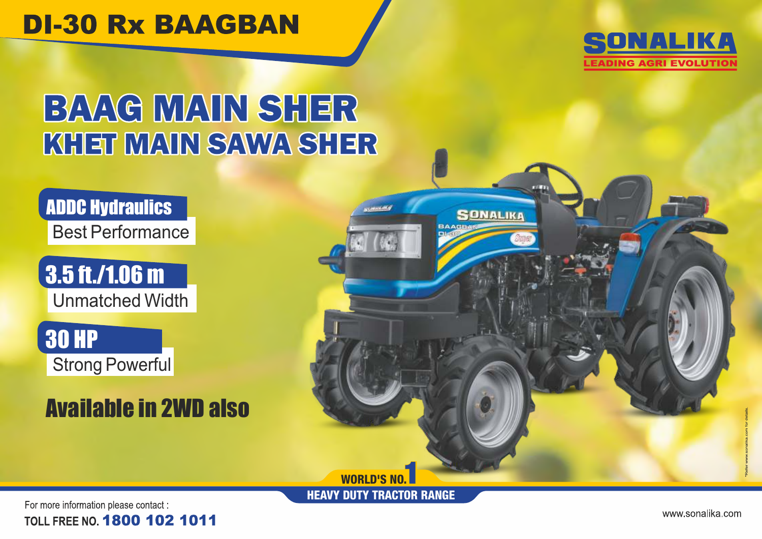# DI-30 Rx BAAGBAN

SONALIKA
LEADING AGRI EVOLUTION

## BAAG MAIN SHER
## KHET MAIN SAWA SHER

**ADDC Hydraulics**
Best Performance

**3.5 ft./1.06 m**
Unmatched Width

**30 HP**
Strong Powerful

**Available in 2WD also**

WORLD'S NO.1
HEAVY DUTY TRACTOR RANGE

*Refer www.sonalika.com for details.

For more information please contact :
TOLL FREE NO. **1800 102 1011**

www.sonalika.com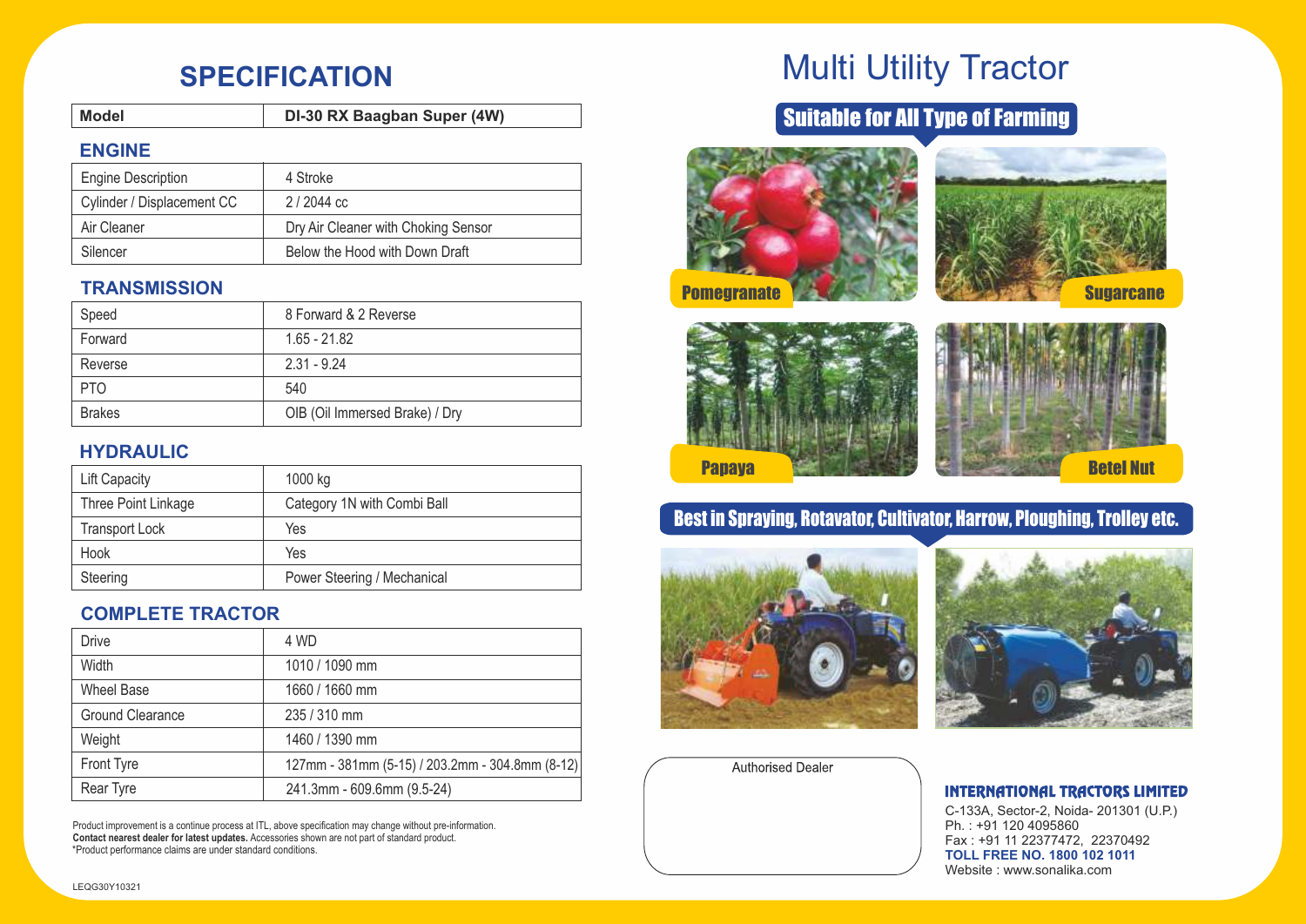## SPECIFICATION

| Model | DI-30 RX Baagban Super (4W) |
|---|---|

### ENGINE

| | |
|---|---|
| Engine Description | 4 Stroke |
| Cylinder / Displacement CC | 2 / 2044 cc |
| Air Cleaner | Dry Air Cleaner with Choking Sensor |
| Silencer | Below the Hood with Down Draft |

### TRANSMISSION

| | |
|---|---|
| Speed | 8 Forward & 2 Reverse |
| Forward | 1.65 - 21.82 |
| Reverse | 2.31 - 9.24 |
| PTO | 540 |
| Brakes | OIB (Oil Immersed Brake) / Dry |

### HYDRAULIC

| | |
|---|---|
| Lift Capacity | 1000 kg |
| Three Point Linkage | Category 1N with Combi Ball |
| Transport Lock | Yes |
| Hook | Yes |
| Steering | Power Steering / Mechanical |

### COMPLETE TRACTOR

| | |
|---|---|
| Drive | 4 WD |
| Width | 1010 / 1090 mm |
| Wheel Base | 1660 / 1660 mm |
| Ground Clearance | 235 / 310 mm |
| Weight | 1460 / 1390 mm |
| Front Tyre | 127mm - 381mm (5-15) / 203.2mm - 304.8mm (8-12) |
| Rear Tyre | 241.3mm - 609.6mm (9.5-24) |

Product improvement is a continue process at ITL, above specification may change without pre-information.
**Contact nearest dealer for latest updates.** Accessories shown are not part of standard product.
*Product performance claims are under standard conditions.

LEQG30Y10321

# Multi Utility Tractor

## Suitable for All Type of Farming

Pomegranate

Sugarcane

Papaya

Betel Nut

## Best in Spraying, Rotavator, Cultivator, Harrow, Ploughing, Trolley etc.

Authorised Deader

**INTERNATIONAL TRACTORS LIMITED**
C-133A, Sector-2, Noida- 201301 (U.P.)
Ph. : +91 120 4095860
Fax : +91 11 22377472, 22370492
**TOLL FREE NO. 1800 102 1011**
Website : www.sonalika.com